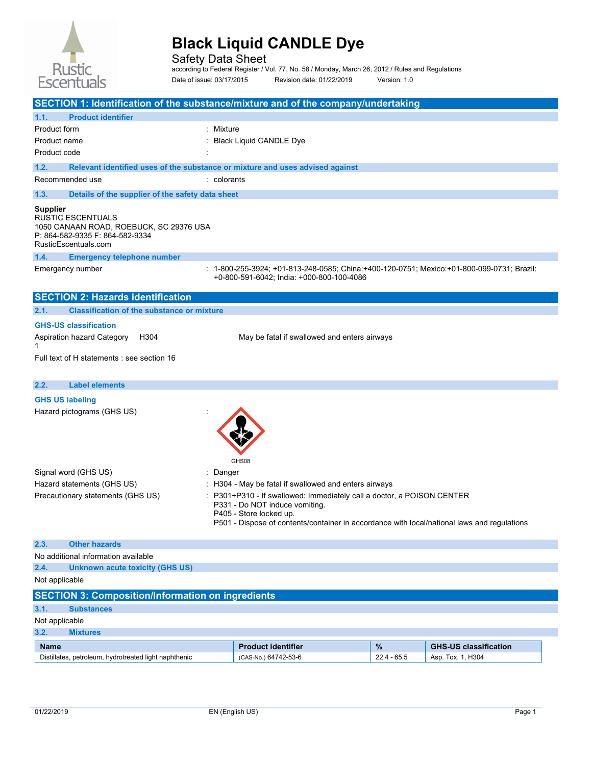# Black Liquid CANDLE Dye

Safety Data Sheet

according to Federal Register / Vol. 77, No. 58 / Monday, March 26, 2012 / Rules and Regulations

Date of issue: 03/17/2015 Revision date: 01/22/2019 Version: 1.0

## SECTION 1: Identification of the substance/mixture and of the company/undertaking

### 1.1. Product identifier

Product form : Mixture

Product name : Black Liquid CANDLE Dye

Product code :

### 1.2. Relevant identified uses of the substance or mixture and uses advised against

Recommended use : colorants

### 1.3. Details of the supplier of the safety data sheet

**Supplier**
RUSTIC ESCENTUALS
1050 CANAAN ROAD, ROEBUCK, SC 29376 USA
P: 864-582-9335 F: 864-582-9334
RusticEscentuals.com

### 1.4. Emergency telephone number

Emergency number : 1-800-255-3924; +01-813-248-0585; China:+400-120-0751; Mexico:+01-800-099-0731; Brazil: +0-800-591-6042; India: +000-800-100-4086

## SECTION 2: Hazards identification

### 2.1. Classification of the substance or mixture

**GHS-US classification**

Aspiration hazard Category 1 H304 May be fatal if swallowed and enters airways

Full text of H statements : see section 16

### 2.2. Label elements

**GHS US labeling**

Hazard pictograms (GHS US) :

GHS08

Signal word (GHS US) : Danger

Hazard statements (GHS US) : H304 - May be fatal if swallowed and enters airways

Precautionary statements (GHS US) : P301+P310 - If swallowed: Immediately call a doctor, a POISON CENTER
P331 - Do NOT induce vomiting.
P405 - Store locked up.
P501 - Dispose of contents/container in accordance with local/national laws and regulations

### 2.3. Other hazards

No additional information available

### 2.4. Unknown acute toxicity (GHS US)

Not applicable

## SECTION 3: Composition/Information on ingredients

### 3.1. Substances

Not applicable

### 3.2. Mixtures

| Name | Product identifier | % | GHS-US classification |
|---|---|---|---|
| Distillates, petroleum, hydrotreated light naphthenic | (CAS-No.) 64742-53-6 | 22.4 - 65.5 | Asp. Tox. 1, H304 |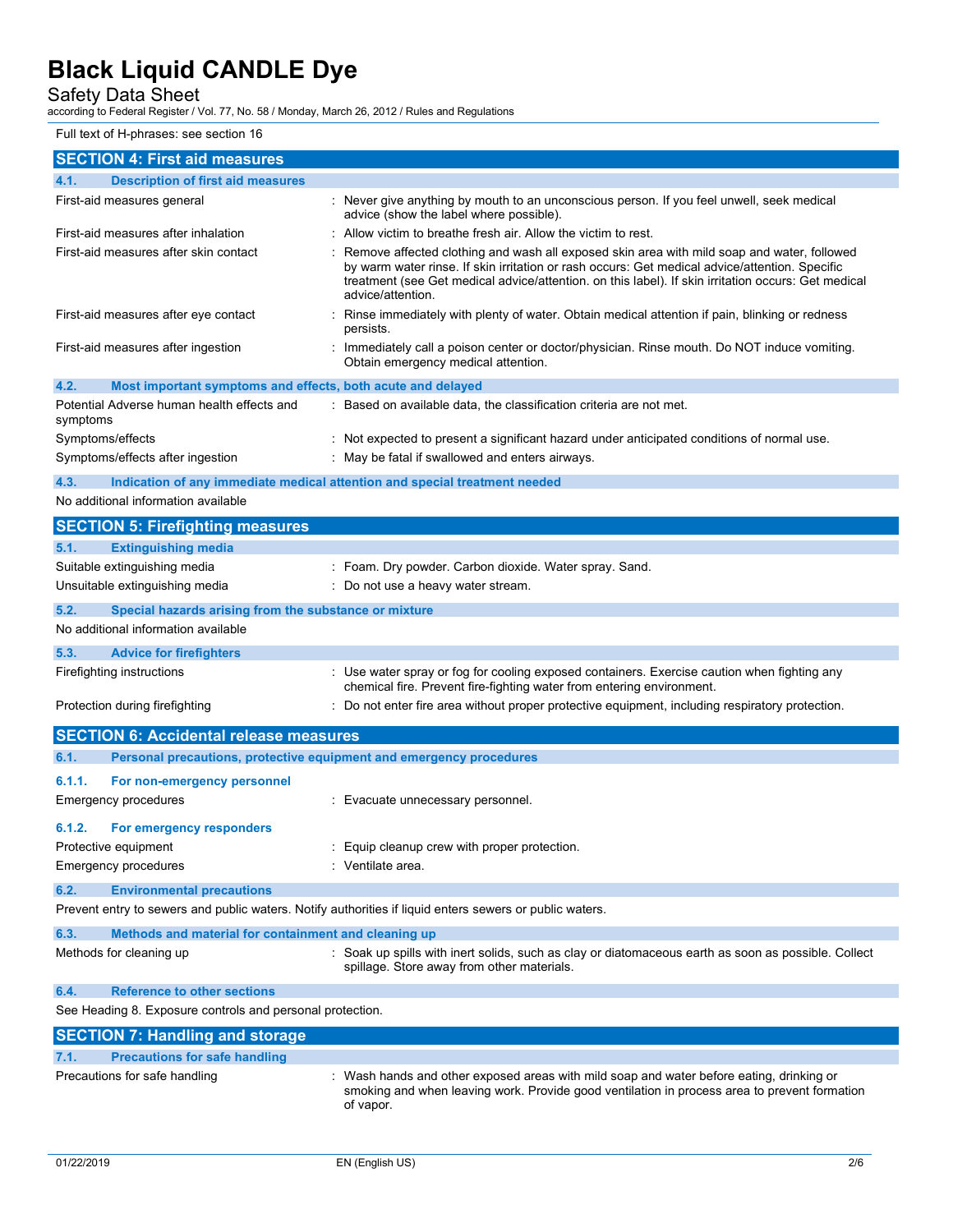Full text of H-phrases: see section 16

## SECTION 4: First aid measures

### 4.1. Description of first aid measures

| | |
|---|---|
| First-aid measures general | : Never give anything by mouth to an unconscious person. If you feel unwell, seek medical advice (show the label where possible). |
| First-aid measures after inhalation | : Allow victim to breathe fresh air. Allow the victim to rest. |
| First-aid measures after skin contact | : Remove affected clothing and wash all exposed skin area with mild soap and water, followed by warm water rinse. If skin irritation or rash occurs: Get medical advice/attention. Specific treatment (see Get medical advice/attention. on this label). If skin irritation occurs: Get medical advice/attention. |
| First-aid measures after eye contact | : Rinse immediately with plenty of water. Obtain medical attention if pain, blinking or redness persists. |
| First-aid measures after ingestion | : Immediately call a poison center or doctor/physician. Rinse mouth. Do NOT induce vomiting. Obtain emergency medical attention. |

### 4.2. Most important symptoms and effects, both acute and delayed

| | |
|---|---|
| Potential Adverse human health effects and symptoms | : Based on available data, the classification criteria are not met. |
| Symptoms/effects | : Not expected to present a significant hazard under anticipated conditions of normal use. |
| Symptoms/effects after ingestion | : May be fatal if swallowed and enters airways. |

### 4.3. Indication of any immediate medical attention and special treatment needed

No additional information available

## SECTION 5: Firefighting measures

### 5.1. Extinguishing media

| | |
|---|---|
| Suitable extinguishing media | : Foam. Dry powder. Carbon dioxide. Water spray. Sand. |
| Unsuitable extinguishing media | : Do not use a heavy water stream. |

### 5.2. Special hazards arising from the substance or mixture

No additional information available

### 5.3. Advice for firefighters

| | |
|---|---|
| Firefighting instructions | : Use water spray or fog for cooling exposed containers. Exercise caution when fighting any chemical fire. Prevent fire-fighting water from entering environment. |
| Protection during firefighting | : Do not enter fire area without proper protective equipment, including respiratory protection. |

## SECTION 6: Accidental release measures

### 6.1. Personal precautions, protective equipment and emergency procedures

#### 6.1.1. For non-emergency personnel

| | |
|---|---|
| Emergency procedures | : Evacuate unnecessary personnel. |

#### 6.1.2. For emergency responders

| | |
|---|---|
| Protective equipment | : Equip cleanup crew with proper protection. |
| Emergency procedures | : Ventilate area. |

### 6.2. Environmental precautions

Prevent entry to sewers and public waters. Notify authorities if liquid enters sewers or public waters.

### 6.3. Methods and material for containment and cleaning up

| | |
|---|---|
| Methods for cleaning up | : Soak up spills with inert solids, such as clay or diatomaceous earth as soon as possible. Collect spillage. Store away from other materials. |

### 6.4. Reference to other sections

See Heading 8. Exposure controls and personal protection.

## SECTION 7: Handling and storage

### 7.1. Precautions for safe handling

| | |
|---|---|
| Precautions for safe handling | : Wash hands and other exposed areas with mild soap and water before eating, drinking or smoking and when leaving work. Provide good ventilation in process area to prevent formation of vapor. |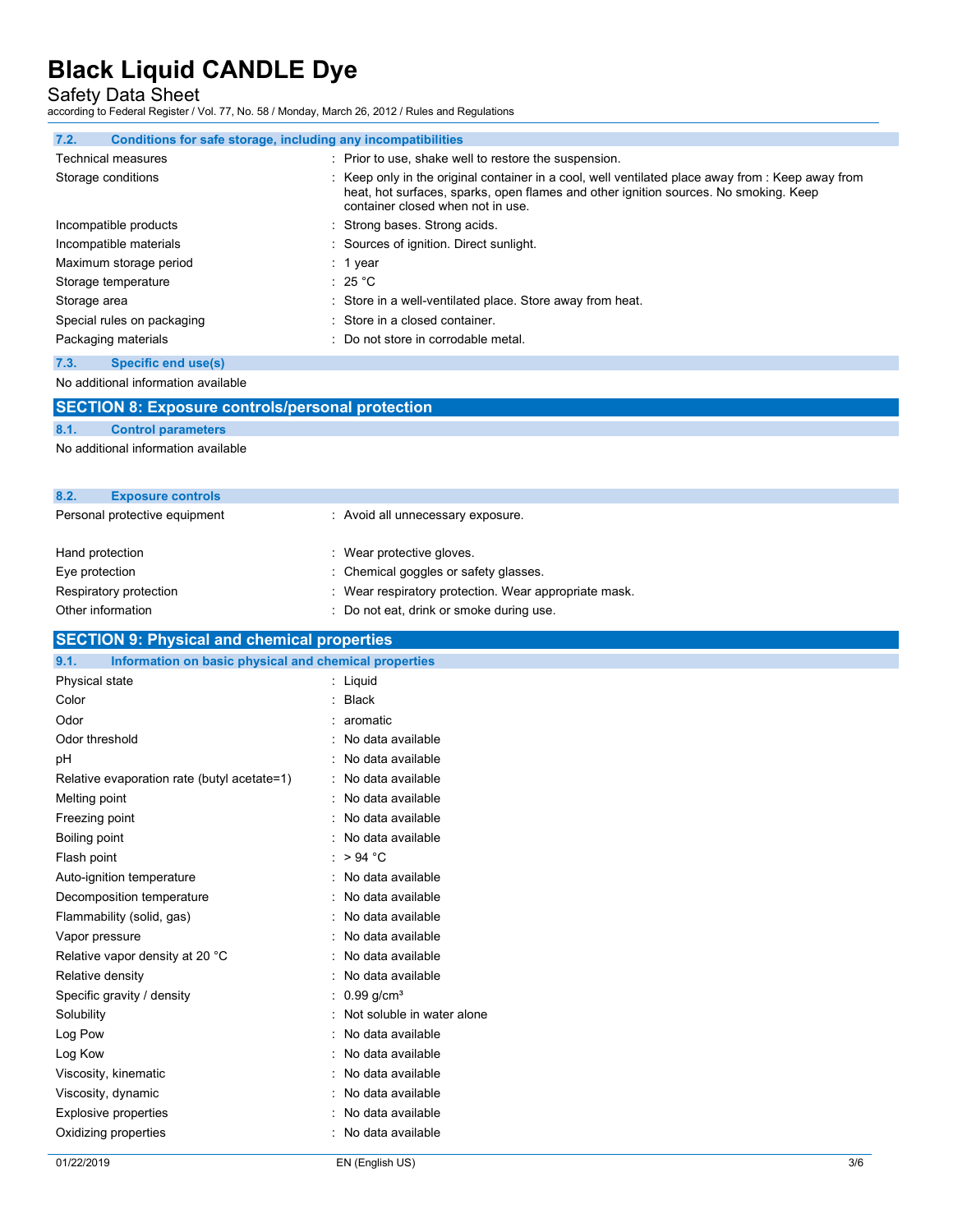### 7.2. Conditions for safe storage, including any incompatibilities

| | |
|---|---|
| Technical measures | : Prior to use, shake well to restore the suspension. |
| Storage conditions | : Keep only in the original container in a cool, well ventilated place away from : Keep away from heat, hot surfaces, sparks, open flames and other ignition sources. No smoking. Keep container closed when not in use. |
| Incompatible products | : Strong bases. Strong acids. |
| Incompatible materials | : Sources of ignition. Direct sunlight. |
| Maximum storage period | : 1 year |
| Storage temperature | : 25 °C |
| Storage area | : Store in a well-ventilated place. Store away from heat. |
| Special rules on packaging | : Store in a closed container. |
| Packaging materials | : Do not store in corrodable metal. |

### 7.3. Specific end use(s)

No additional information available

## SECTION 8: Exposure controls/personal protection

### 8.1. Control parameters

No additional information available

### 8.2. Exposure controls

| | |
|---|---|
| Personal protective equipment | : Avoid all unnecessary exposure. |
| Hand protection | : Wear protective gloves. |
| Eye protection | : Chemical goggles or safety glasses. |
| Respiratory protection | : Wear respiratory protection. Wear appropriate mask. |
| Other information | : Do not eat, drink or smoke during use. |

## SECTION 9: Physical and chemical properties

### 9.1. Information on basic physical and chemical properties

| | |
|---|---|
| Physical state | : Liquid |
| Color | : Black |
| Odor | : aromatic |
| Odor threshold | : No data available |
| pH | : No data available |
| Relative evaporation rate (butyl acetate=1) | : No data available |
| Melting point | : No data available |
| Freezing point | : No data available |
| Boiling point | : No data available |
| Flash point | : > 94 °C |
| Auto-ignition temperature | : No data available |
| Decomposition temperature | : No data available |
| Flammability (solid, gas) | : No data available |
| Vapor pressure | : No data available |
| Relative vapor density at 20 °C | : No data available |
| Relative density | : No data available |
| Specific gravity / density | : 0.99 g/cm³ |
| Solubility | : Not soluble in water alone |
| Log Pow | : No data available |
| Log Kow | : No data available |
| Viscosity, kinematic | : No data available |
| Viscosity, dynamic | : No data available |
| Explosive properties | : No data available |
| Oxidizing properties | : No data available |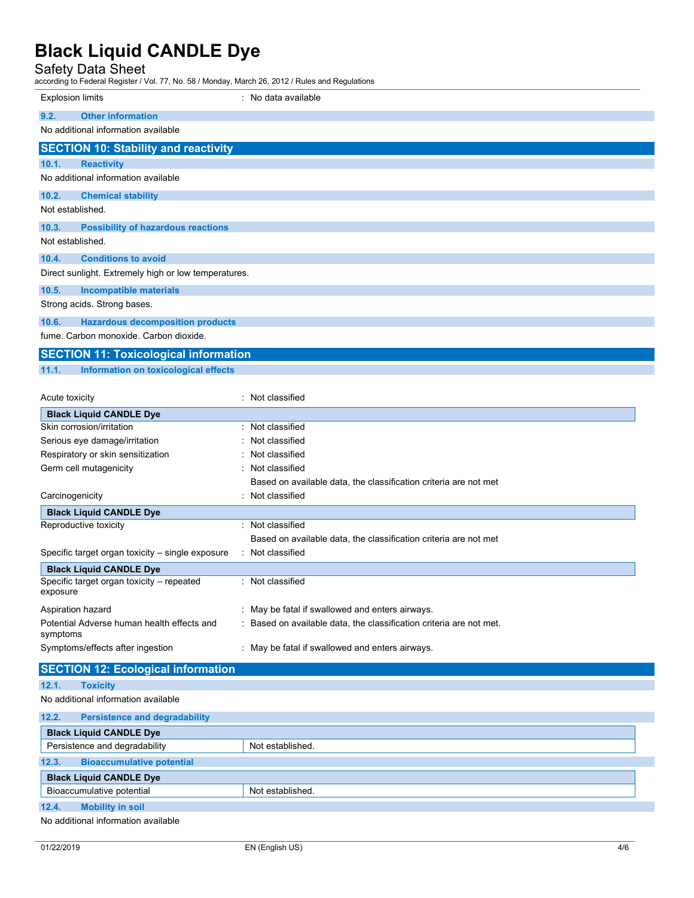| | |
|---|---|
| Explosion limits | : No data available |

### 9.2. Other information

No additional information available

## SECTION 10: Stability and reactivity

### 10.1. Reactivity

No additional information available

### 10.2. Chemical stability

Not established.

### 10.3. Possibility of hazardous reactions

Not established.

### 10.4. Conditions to avoid

Direct sunlight. Extremely high or low temperatures.

### 10.5. Incompatible materials

Strong acids. Strong bases.

### 10.6. Hazardous decomposition products

fume. Carbon monoxide. Carbon dioxide.

## SECTION 11: Toxicological information

### 11.1. Information on toxicological effects

| | |
|---|---|
| Acute toxicity | : Not classified |

| **Black Liquid CANDLE Dye** | |
|---|---|
| Skin corrosion/irritation | : Not classified |
| Serious eye damage/irritation | : Not classified |
| Respiratory or skin sensitization | : Not classified |
| Germ cell mutagenicity | : Not classified<br>Based on available data, the classification criteria are not met |
| Carcinogenicity | : Not classified |

| **Black Liquid CANDLE Dye** | |
|---|---|
| Reproductive toxicity | : Not classified<br>Based on available data, the classification criteria are not met |
| Specific target organ toxicity – single exposure | : Not classified |

| **Black Liquid CANDLE Dye** | |
|---|---|
| Specific target organ toxicity – repeated exposure | : Not classified |
| Aspiration hazard | : May be fatal if swallowed and enters airways. |
| Potential Adverse human health effects and symptoms | : Based on available data, the classification criteria are not met. |
| Symptoms/effects after ingestion | : May be fatal if swallowed and enters airways. |

## SECTION 12: Ecological information

### 12.1. Toxicity

No additional information available

### 12.2. Persistence and degradability

| **Black Liquid CANDLE Dye** | |
|---|---|
| Persistence and degradability | Not established. |

### 12.3. Bioaccumulative potential

| **Black Liquid CANDLE Dye** | |
|---|---|
| Bioaccumulative potential | Not established. |

### 12.4. Mobility in soil

No additional information available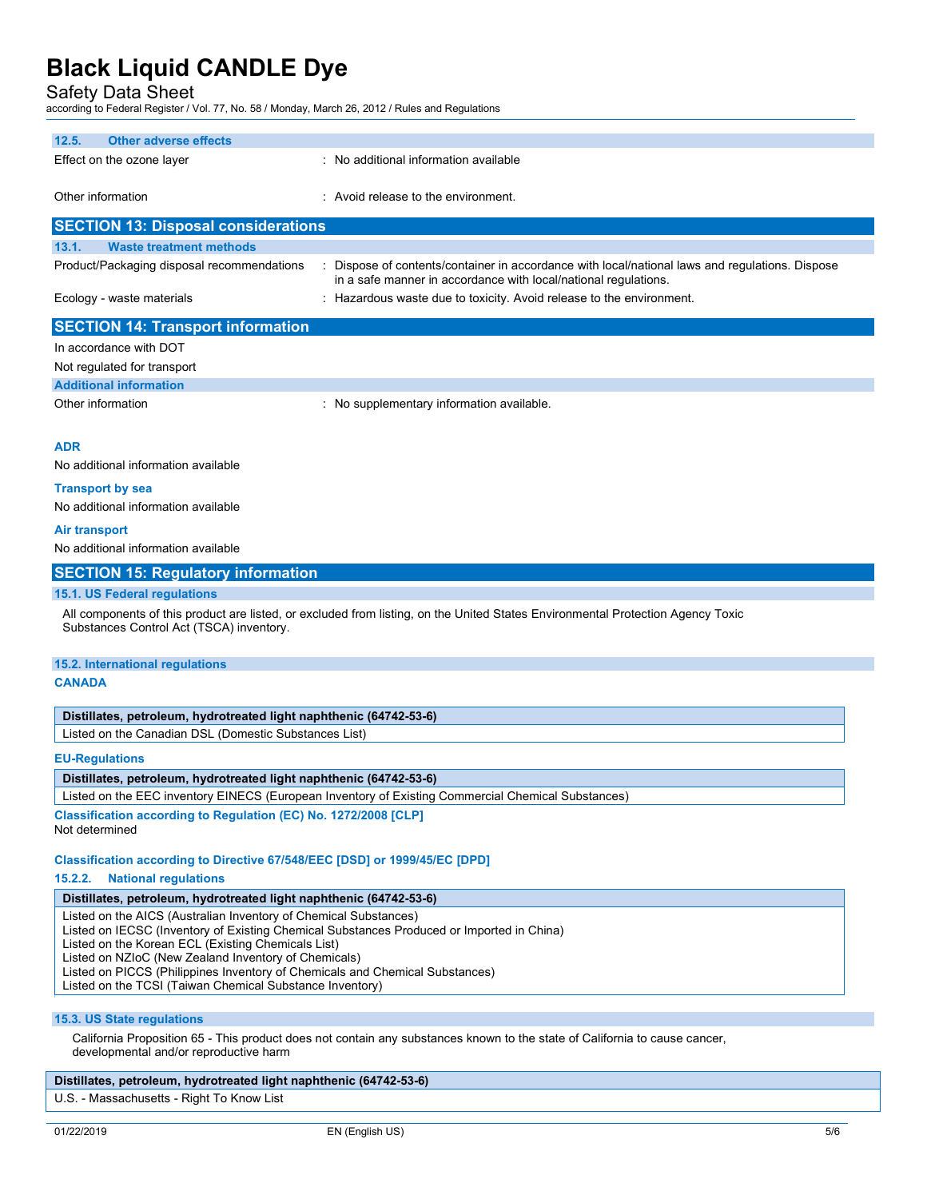### 12.5. Other adverse effects

| | |
|---|---|
| Effect on the ozone layer | : No additional information available |
| Other information | : Avoid release to the environment. |

## SECTION 13: Disposal considerations

### 13.1. Waste treatment methods

| | |
|---|---|
| Product/Packaging disposal recommendations | : Dispose of contents/container in accordance with local/national laws and regulations. Dispose in a safe manner in accordance with local/national regulations. |
| Ecology - waste materials | : Hazardous waste due to toxicity. Avoid release to the environment. |

## SECTION 14: Transport information

In accordance with DOT

Not regulated for transport

### Additional information

| | |
|---|---|
| Other information | : No supplementary information available. |

**ADR**

No additional information available

**Transport by sea**

No additional information available

**Air transport**

No additional information available

## SECTION 15: Regulatory information

### 15.1. US Federal regulations

All components of this product are listed, or excluded from listing, on the United States Environmental Protection Agency Toxic Substances Control Act (TSCA) inventory.

### 15.2. International regulations

**CANADA**

| Distillates, petroleum, hydrotreated light naphthenic (64742-53-6) |
|---|
| Listed on the Canadian DSL (Domestic Substances List) |

**EU-Regulations**

| Distillates, petroleum, hydrotreated light naphthenic (64742-53-6) |
|---|
| Listed on the EEC inventory EINECS (European Inventory of Existing Commercial Chemical Substances) |

**Classification according to Regulation (EC) No. 1272/2008 [CLP]**

Not determined

**Classification according to Directive 67/548/EEC [DSD] or 1999/45/EC [DPD]**

#### 15.2.2. National regulations

| Distillates, petroleum, hydrotreated light naphthenic (64742-53-6) |
|---|
| Listed on the AICS (Australian Inventory of Chemical Substances)<br>Listed on IECSC (Inventory of Existing Chemical Substances Produced or Imported in China)<br>Listed on the Korean ECL (Existing Chemicals List)<br>Listed on NZIoC (New Zealand Inventory of Chemicals)<br>Listed on PICCS (Philippines Inventory of Chemicals and Chemical Substances)<br>Listed on the TCSI (Taiwan Chemical Substance Inventory) |

### 15.3. US State regulations

California Proposition 65 - This product does not contain any substances known to the state of California to cause cancer, developmental and/or reproductive harm

| Distillates, petroleum, hydrotreated light naphthenic (64742-53-6) |
|---|
| U.S. - Massachusetts - Right To Know List |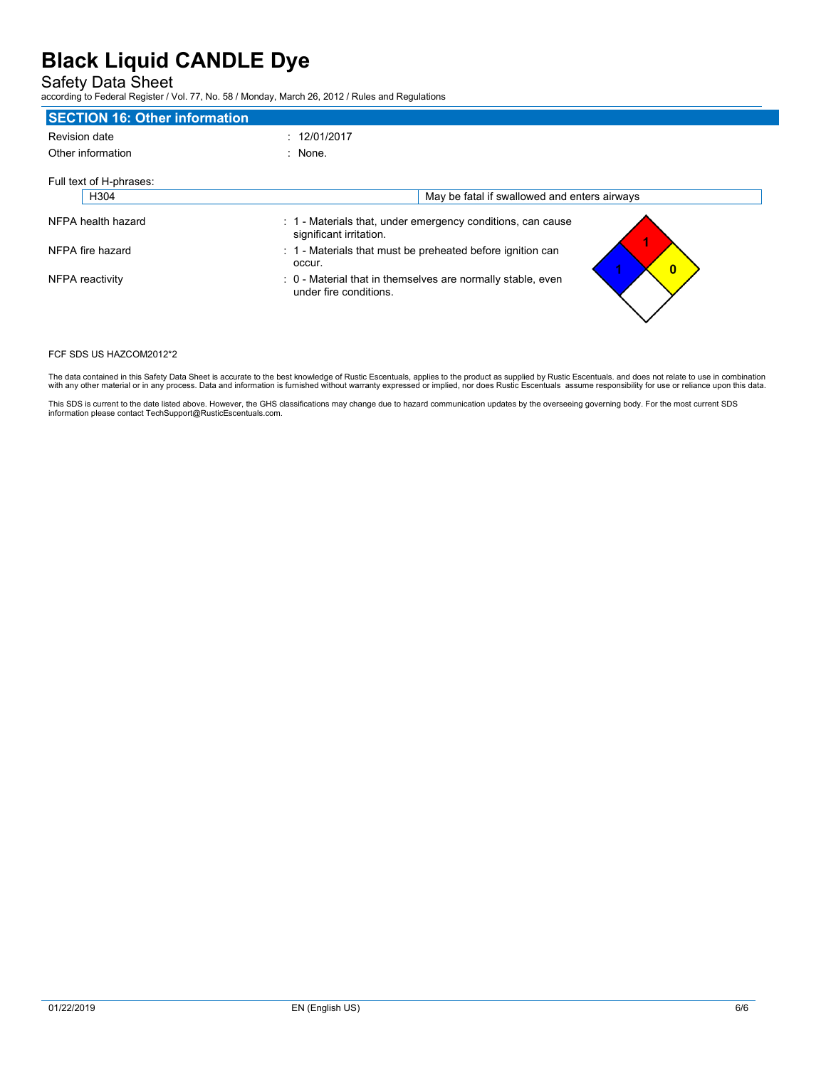# Black Liquid CANDLE Dye

Safety Data Sheet

according to Federal Register / Vol. 77, No. 58 / Monday, March 26, 2012 / Rules and Regulations

## SECTION 16: Other information

Revision date : 12/01/2017

Other information : None.

Full text of H-phrases:

| | |
|---|---|
| H304 | May be fatal if swallowed and enters airways |

NFPA health hazard : 1 - Materials that, under emergency conditions, can cause significant irritation.

NFPA fire hazard : 1 - Materials that must be preheated before ignition can occur.

NFPA reactivity : 0 - Material that in themselves are normally stable, even under fire conditions.

1

1

0

FCF SDS US HAZCOM2012*2

The data contained in this Safety Data Sheet is accurate to the best knowledge of Rustic Escentuals, applies to the product as supplied by Rustic Escentuals. and does not relate to use in combination with any other material or in any process. Data and information is furnished without warranty expressed or implied, nor does Rustic Escentuals assume responsibility for use or reliance upon this data.

This SDS is current to the date listed above. However, the GHS classifications may change due to hazard communication updates by the overseeing governing body. For the most current SDS information please contact TechSupport@RusticEscentuals.com.